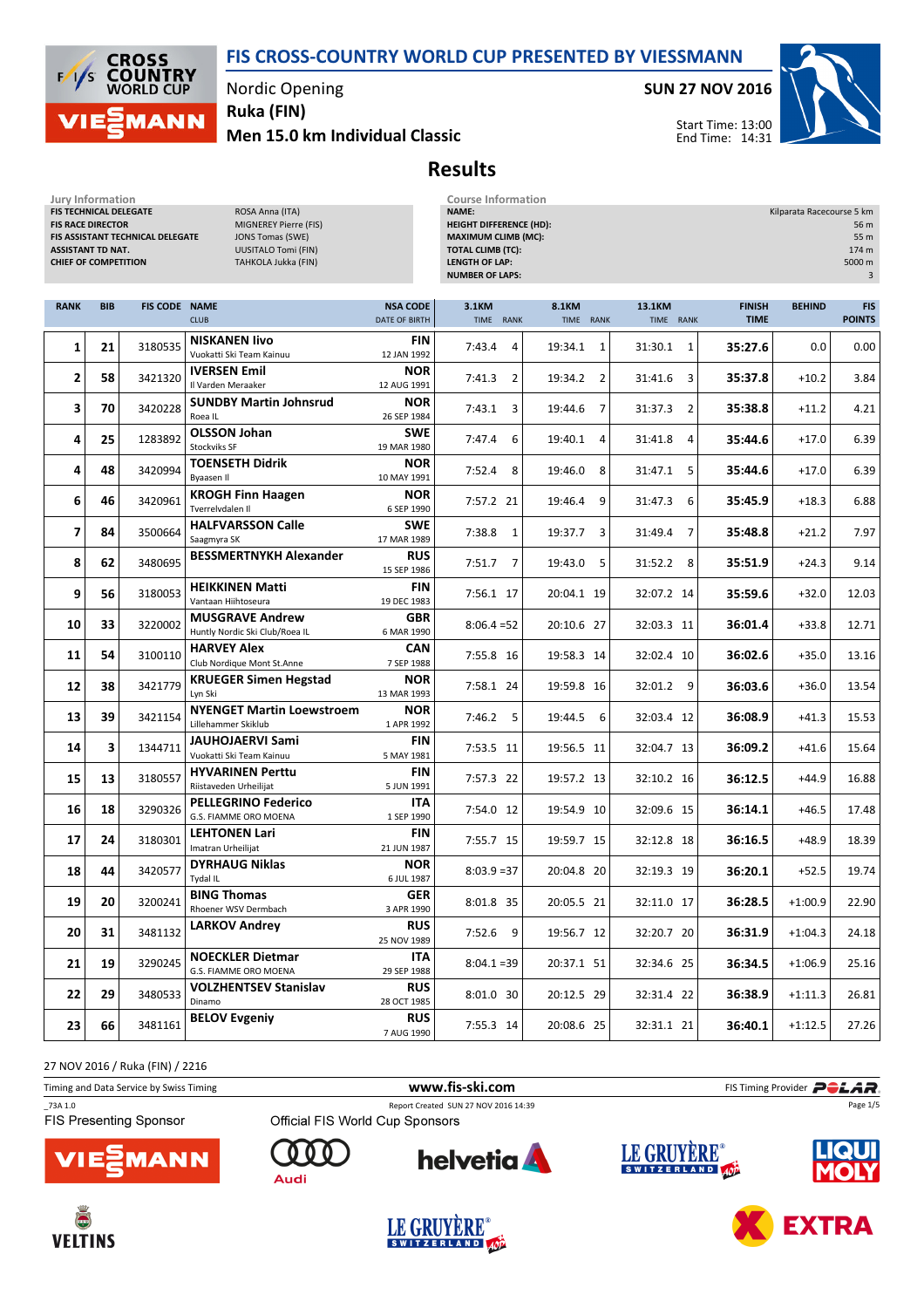# FIS CROSS-COUNTRY WORLD CUP PRESENTED BY VIESSMANN

Nordic Opening
**Ruka (FIN)**
**Men 15.0 km Individual Classic**

**SUN 27 NOV 2016**

Start Time: 13:00
End Time: 14:31

## Results

| Jury Information | |
|---|---|
| FIS TECHNICAL DELEGATE | ROSA Anna (ITA) |
| FIS RACE DIRECTOR | MIGNEREY Pierre (FIS) |
| FIS ASSISTANT TECHNICAL DELEGATE | JONS Tomas (SWE) |
| ASSISTANT TD NAT. | UUSITALO Tomi (FIN) |
| CHIEF OF COMPETITION | TAHKOLA Jukka (FIN) |

| Course Information | |
|---|---|
| NAME: | Kilparata Racecourse 5 km |
| HEIGHT DIFFERENCE (HD): | 56 m |
| MAXIMUM CLIMB (MC): | 55 m |
| TOTAL CLIMB (TC): | 174 m |
| LENGTH OF LAP: | 5000 m |
| NUMBER OF LAPS: | 3 |

| RANK | BIB | FIS CODE | NAME / CLUB | NSA CODE / DATE OF BIRTH | 3.1KM TIME | 3.1KM RANK | 8.1KM TIME | 8.1KM RANK | 13.1KM TIME | 13.1KM RANK | FINISH TIME | BEHIND | FIS POINTS |
|---|---|---|---|---|---|---|---|---|---|---|---|---|---|
| 1 | 21 | 3180535 | **NISKANEN Iivo** Vuokatti Ski Team Kainuu | **FIN** 12 JAN 1992 | 7:43.4 | 4 | 19:34.1 | 1 | 31:30.1 | 1 | **35:27.6** | 0.0 | 0.00 |
| 2 | 58 | 3421320 | **IVERSEN Emil** Il Varden Meraaker | **NOR** 12 AUG 1991 | 7:41.3 | 2 | 19:34.2 | 2 | 31:41.6 | 3 | **35:37.8** | +10.2 | 3.84 |
| 3 | 70 | 3420228 | **SUNDBY Martin Johnsrud** Roea IL | **NOR** 26 SEP 1984 | 7:43.1 | 3 | 19:44.6 | 7 | 31:37.3 | 2 | **35:38.8** | +11.2 | 4.21 |
| 4 | 25 | 1283892 | **OLSSON Johan** Stockviks SF | **SWE** 19 MAR 1980 | 7:47.4 | 6 | 19:40.1 | 4 | 31:41.8 | 4 | **35:44.6** | +17.0 | 6.39 |
| 4 | 48 | 3420994 | **TOENSETH Didrik** Byaasen Il | **NOR** 10 MAY 1991 | 7:52.4 | 8 | 19:46.0 | 8 | 31:47.1 | 5 | **35:44.6** | +17.0 | 6.39 |
| 6 | 46 | 3420961 | **KROGH Finn Haagen** Tverrelvdalen Il | **NOR** 6 SEP 1990 | 7:57.2 | 21 | 19:46.4 | 9 | 31:47.3 | 6 | **35:45.9** | +18.3 | 6.88 |
| 7 | 84 | 3500664 | **HALFVARSSON Calle** Saagmyra SK | **SWE** 17 MAR 1989 | 7:38.8 | 1 | 19:37.7 | 3 | 31:49.4 | 7 | **35:48.8** | +21.2 | 7.97 |
| 8 | 62 | 3480695 | **BESSMERTNYKH Alexander** | **RUS** 15 SEP 1986 | 7:51.7 | 7 | 19:43.0 | 5 | 31:52.2 | 8 | **35:51.9** | +24.3 | 9.14 |
| 9 | 56 | 3180053 | **HEIKKINEN Matti** Vantaan Hiihtoseura | **FIN** 19 DEC 1983 | 7:56.1 | 17 | 20:04.1 | 19 | 32:07.2 | 14 | **35:59.6** | +32.0 | 12.03 |
| 10 | 33 | 3220002 | **MUSGRAVE Andrew** Huntly Nordic Ski Club/Roea IL | **GBR** 6 MAR 1990 | 8:06.4 | =52 | 20:10.6 | 27 | 32:03.3 | 11 | **36:01.4** | +33.8 | 12.71 |
| 11 | 54 | 3100110 | **HARVEY Alex** Club Nordique Mont St.Anne | **CAN** 7 SEP 1988 | 7:55.8 | 16 | 19:58.3 | 14 | 32:02.4 | 10 | **36:02.6** | +35.0 | 13.16 |
| 12 | 38 | 3421779 | **KRUEGER Simen Hegstad** Lyn Ski | **NOR** 13 MAR 1993 | 7:58.1 | 24 | 19:59.8 | 16 | 32:01.2 | 9 | **36:03.6** | +36.0 | 13.54 |
| 13 | 39 | 3421154 | **NYENGET Martin Loewstroem** Lillehammer Skiklub | **NOR** 1 APR 1992 | 7:46.2 | 5 | 19:44.5 | 6 | 32:03.4 | 12 | **36:08.9** | +41.3 | 15.53 |
| 14 | 3 | 1344711 | **JAUHOJAERVI Sami** Vuokatti Ski Team Kainuu | **FIN** 5 MAY 1981 | 7:53.5 | 11 | 19:56.5 | 11 | 32:04.7 | 13 | **36:09.2** | +41.6 | 15.64 |
| 15 | 13 | 3180557 | **HYVARINEN Perttu** Riistaveden Urheilijat | **FIN** 5 JUN 1991 | 7:57.3 | 22 | 19:57.2 | 13 | 32:10.2 | 16 | **36:12.5** | +44.9 | 16.88 |
| 16 | 18 | 3290326 | **PELLEGRINO Federico** G.S. FIAMME ORO MOENA | **ITA** 1 SEP 1990 | 7:54.0 | 12 | 19:54.9 | 10 | 32:09.6 | 15 | **36:14.1** | +46.5 | 17.48 |
| 17 | 24 | 3180301 | **LEHTONEN Lari** Imatran Urheilijat | **FIN** 21 JUN 1987 | 7:55.7 | 15 | 19:59.7 | 15 | 32:12.8 | 18 | **36:16.5** | +48.9 | 18.39 |
| 18 | 44 | 3420577 | **DYRHAUG Niklas** Tydal IL | **NOR** 6 JUL 1987 | 8:03.9 | =37 | 20:04.8 | 20 | 32:19.3 | 19 | **36:20.1** | +52.5 | 19.74 |
| 19 | 20 | 3200241 | **BING Thomas** Rhoener WSV Dermbach | **GER** 3 APR 1990 | 8:01.8 | 35 | 20:05.5 | 21 | 32:11.0 | 17 | **36:28.5** | +1:00.9 | 22.90 |
| 20 | 31 | 3481132 | **LARKOV Andrey** | **RUS** 25 NOV 1989 | 7:52.6 | 9 | 19:56.7 | 12 | 32:20.7 | 20 | **36:31.9** | +1:04.3 | 24.18 |
| 21 | 19 | 3290245 | **NOECKLER Dietmar** G.S. FIAMME ORO MOENA | **ITA** 29 SEP 1988 | 8:04.1 | =39 | 20:37.1 | 51 | 32:34.6 | 25 | **36:34.5** | +1:06.9 | 25.16 |
| 22 | 29 | 3480533 | **VOLZHENTSEV Stanislav** Dinamo | **RUS** 28 OCT 1985 | 8:01.0 | 30 | 20:12.5 | 29 | 32:31.4 | 22 | **36:38.9** | +1:11.3 | 26.81 |
| 23 | 66 | 3481161 | **BELOV Evgeniy** | **RUS** 7 AUG 1990 | 7:55.3 | 14 | 20:08.6 | 25 | 32:31.1 | 21 | **36:40.1** | +1:12.5 | 27.26 |

27 NOV 2016 / Ruka (FIN) / 2216

Timing and Data Service by Swiss Timing — www.fis-ski.com — FIS Timing Provider POLAR

_73A 1.0 — Report Created SUN 27 NOV 2016 14:39

FIS Presenting Sponsor: VIESSMANN

Official FIS World Cup Sponsors: Audi, helvetia, LE GRUYÈRE SWITZERLAND AOP, LIQUI MOLY, VELTINS, EXTRA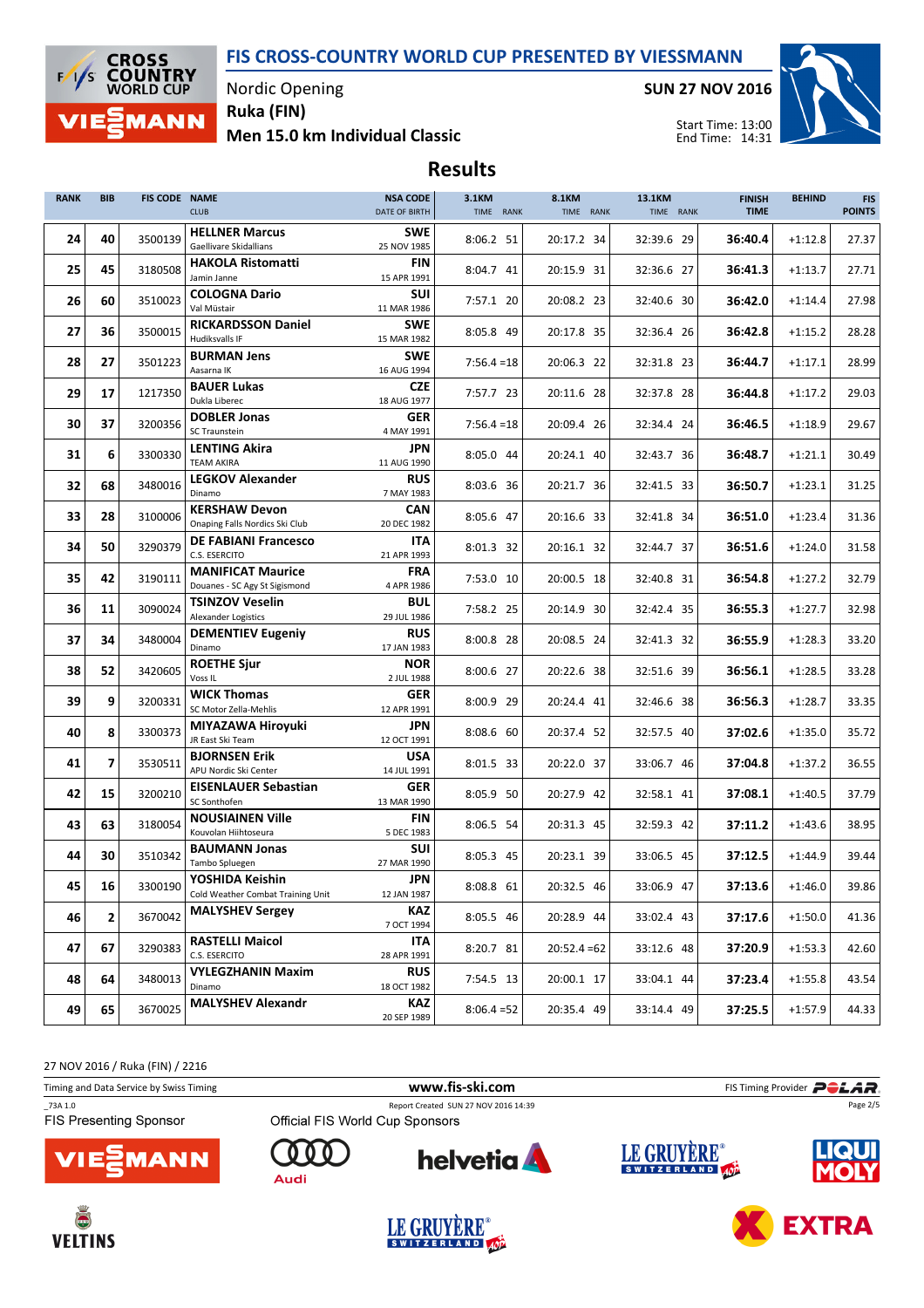# FIS CROSS-COUNTRY WORLD CUP PRESENTED BY VIESSMANN

Nordic Opening
**Ruka (FIN)**
**Men 15.0 km Individual Classic**

**SUN 27 NOV 2016**

Start Time: 13:00
End Time: 14:31

## Results

| RANK | BIB | FIS CODE | NAME / CLUB | NSA CODE / DATE OF BIRTH | 3.1KM TIME | RANK | 8.1KM TIME | RANK | 13.1KM TIME | RANK | FINISH TIME | BEHIND | FIS POINTS |
|---|---|---|---|---|---|---|---|---|---|---|---|---|---|
| 24 | 40 | 3500139 | **HELLNER Marcus** Gaellivare Skidallians | **SWE** 25 NOV 1985 | 8:06.2 | 51 | 20:17.2 | 34 | 32:39.6 | 29 | **36:40.4** | +1:12.8 | 27.37 |
| 25 | 45 | 3180508 | **HAKOLA Ristomatti** Jamin Janne | **FIN** 15 APR 1991 | 8:04.7 | 41 | 20:15.9 | 31 | 32:36.6 | 27 | **36:41.3** | +1:13.7 | 27.71 |
| 26 | 60 | 3510023 | **COLOGNA Dario** Val Müstair | **SUI** 11 MAR 1986 | 7:57.1 | 20 | 20:08.2 | 23 | 32:40.6 | 30 | **36:42.0** | +1:14.4 | 27.98 |
| 27 | 36 | 3500015 | **RICKARDSSON Daniel** Hudiksvalls IF | **SWE** 15 MAR 1982 | 8:05.8 | 49 | 20:17.8 | 35 | 32:36.4 | 26 | **36:42.8** | +1:15.2 | 28.28 |
| 28 | 27 | 3501223 | **BURMAN Jens** Aasarna IK | **SWE** 16 AUG 1994 | 7:56.4 | =18 | 20:06.3 | 22 | 32:31.8 | 23 | **36:44.7** | +1:17.1 | 28.99 |
| 29 | 17 | 1217350 | **BAUER Lukas** Dukla Liberec | **CZE** 18 AUG 1977 | 7:57.7 | 23 | 20:11.6 | 28 | 32:37.8 | 28 | **36:44.8** | +1:17.2 | 29.03 |
| 30 | 37 | 3200356 | **DOBLER Jonas** SC Traunstein | **GER** 4 MAY 1991 | 7:56.4 | =18 | 20:09.4 | 26 | 32:34.4 | 24 | **36:46.5** | +1:18.9 | 29.67 |
| 31 | 6 | 3300330 | **LENTING Akira** TEAM AKIRA | **JPN** 11 AUG 1990 | 8:05.0 | 44 | 20:24.1 | 40 | 32:43.7 | 36 | **36:48.7** | +1:21.1 | 30.49 |
| 32 | 68 | 3480016 | **LEGKOV Alexander** Dinamo | **RUS** 7 MAY 1983 | 8:03.6 | 36 | 20:21.7 | 36 | 32:41.5 | 33 | **36:50.7** | +1:23.1 | 31.25 |
| 33 | 28 | 3100006 | **KERSHAW Devon** Onaping Falls Nordics Ski Club | **CAN** 20 DEC 1982 | 8:05.6 | 47 | 20:16.6 | 33 | 32:41.8 | 34 | **36:51.0** | +1:23.4 | 31.36 |
| 34 | 50 | 3290379 | **DE FABIANI Francesco** C.S. ESERCITO | **ITA** 21 APR 1993 | 8:01.3 | 32 | 20:16.1 | 32 | 32:44.7 | 37 | **36:51.6** | +1:24.0 | 31.58 |
| 35 | 42 | 3190111 | **MANIFICAT Maurice** Douanes - SC Agy St Sigismond | **FRA** 4 APR 1986 | 7:53.0 | 10 | 20:00.5 | 18 | 32:40.8 | 31 | **36:54.8** | +1:27.2 | 32.79 |
| 36 | 11 | 3090024 | **TSINZOV Veselin** Alexander Logistics | **BUL** 29 JUL 1986 | 7:58.2 | 25 | 20:14.9 | 30 | 32:42.4 | 35 | **36:55.3** | +1:27.7 | 32.98 |
| 37 | 34 | 3480004 | **DEMENTIEV Eugeniy** Dinamo | **RUS** 17 JAN 1983 | 8:00.8 | 28 | 20:08.5 | 24 | 32:41.3 | 32 | **36:55.9** | +1:28.3 | 33.20 |
| 38 | 52 | 3420605 | **ROETHE Sjur** Voss IL | **NOR** 2 JUL 1988 | 8:00.6 | 27 | 20:22.6 | 38 | 32:51.6 | 39 | **36:56.1** | +1:28.5 | 33.28 |
| 39 | 9 | 3200331 | **WICK Thomas** SC Motor Zella-Mehlis | **GER** 12 APR 1991 | 8:00.9 | 29 | 20:24.4 | 41 | 32:46.6 | 38 | **36:56.3** | +1:28.7 | 33.35 |
| 40 | 8 | 3300373 | **MIYAZAWA Hiroyuki** JR East Ski Team | **JPN** 12 OCT 1991 | 8:08.6 | 60 | 20:37.4 | 52 | 32:57.5 | 40 | **37:02.6** | +1:35.0 | 35.72 |
| 41 | 7 | 3530511 | **BJORNSEN Erik** APU Nordic Ski Center | **USA** 14 JUL 1991 | 8:01.5 | 33 | 20:22.0 | 37 | 33:06.7 | 46 | **37:04.8** | +1:37.2 | 36.55 |
| 42 | 15 | 3200210 | **EISENLAUER Sebastian** SC Sonthofen | **GER** 13 MAR 1990 | 8:05.9 | 50 | 20:27.9 | 42 | 32:58.1 | 41 | **37:08.1** | +1:40.5 | 37.79 |
| 43 | 63 | 3180054 | **NOUSIAINEN Ville** Kouvolan Hiihtoseura | **FIN** 5 DEC 1983 | 8:06.5 | 54 | 20:31.3 | 45 | 32:59.3 | 42 | **37:11.2** | +1:43.6 | 38.95 |
| 44 | 30 | 3510342 | **BAUMANN Jonas** Tambo Spluegen | **SUI** 27 MAR 1990 | 8:05.3 | 45 | 20:23.1 | 39 | 33:06.5 | 45 | **37:12.5** | +1:44.9 | 39.44 |
| 45 | 16 | 3300190 | **YOSHIDA Keishin** Cold Weather Combat Training Unit | **JPN** 12 JAN 1987 | 8:08.8 | 61 | 20:32.5 | 46 | 33:06.9 | 47 | **37:13.6** | +1:46.0 | 39.86 |
| 46 | 2 | 3670042 | **MALYSHEV Sergey** | **KAZ** 7 OCT 1994 | 8:05.5 | 46 | 20:28.9 | 44 | 33:02.4 | 43 | **37:17.6** | +1:50.0 | 41.36 |
| 47 | 67 | 3290383 | **RASTELLI Maicol** C.S. ESERCITO | **ITA** 28 APR 1991 | 8:20.7 | 81 | 20:52.4 | =62 | 33:12.6 | 48 | **37:20.9** | +1:53.3 | 42.60 |
| 48 | 64 | 3480013 | **VYLEGZHANIN Maxim** Dinamo | **RUS** 18 OCT 1982 | 7:54.5 | 13 | 20:00.1 | 17 | 33:04.1 | 44 | **37:23.4** | +1:55.8 | 43.54 |
| 49 | 65 | 3670025 | **MALYSHEV Alexandr** | **KAZ** 20 SEP 1989 | 8:06.4 | =52 | 20:35.4 | 49 | 33:14.4 | 49 | **37:25.5** | +1:57.9 | 44.33 |

27 NOV 2016 / Ruka (FIN) / 2216

Timing and Data Service by Swiss Timing — www.fis-ski.com — FIS Timing Provider POLAR

_73A 1.0 — Report Created SUN 27 NOV 2016 14:39

FIS Presenting Sponsor: VIESSMANN

Official FIS World Cup Sponsors: Audi, helvetia, LE GRUYÈRE SWITZERLAND AOP, LIQUI MOLY, VELTINS, EXTRA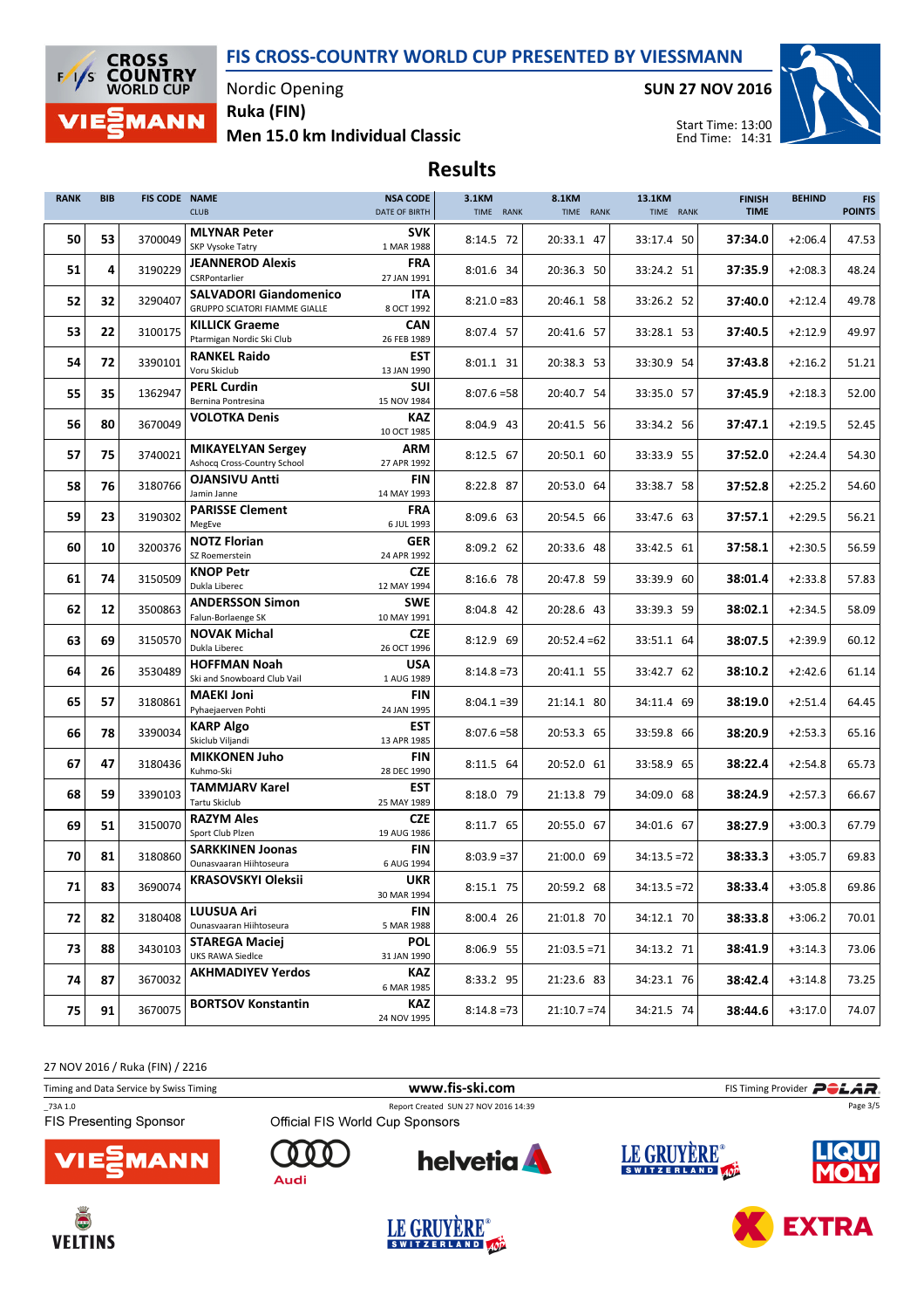# FIS CROSS-COUNTRY WORLD CUP PRESENTED BY VIESSMANN

Nordic Opening

Ruka (FIN)

**SUN 27 NOV 2016**

## Men 15.0 km Individual Classic

Start Time: 13:00
End Time: 14:31

## Results

| RANK | BIB | FIS CODE | NAME / CLUB | NSA CODE / DATE OF BIRTH | 3.1KM TIME | 3.1KM RANK | 8.1KM TIME | 8.1KM RANK | 13.1KM TIME | 13.1KM RANK | FINISH TIME | BEHIND | FIS POINTS |
|---|---|---|---|---|---|---|---|---|---|---|---|---|---|
| 50 | 53 | 3700049 | **MLYNAR Peter** SKP Vysoke Tatry | **SVK** 1 MAR 1988 | 8:14.5 | 72 | 20:33.1 | 47 | 33:17.4 | 50 | **37:34.0** | +2:06.4 | 47.53 |
| 51 | 4 | 3190229 | **JEANNEROD Alexis** CSRPontarlier | **FRA** 27 JAN 1991 | 8:01.6 | 34 | 20:36.3 | 50 | 33:24.2 | 51 | **37:35.9** | +2:08.3 | 48.24 |
| 52 | 32 | 3290407 | **SALVADORI Giandomenico** GRUPPO SCIATORI FIAMME GIALLE | **ITA** 8 OCT 1992 | 8:21.0 | =83 | 20:46.1 | 58 | 33:26.2 | 52 | **37:40.0** | +2:12.4 | 49.78 |
| 53 | 22 | 3100175 | **KILLICK Graeme** Ptarmigan Nordic Ski Club | **CAN** 26 FEB 1989 | 8:07.4 | 57 | 20:41.6 | 57 | 33:28.1 | 53 | **37:40.5** | +2:12.9 | 49.97 |
| 54 | 72 | 3390101 | **RANKEL Raido** Voru Skiclub | **EST** 13 JAN 1990 | 8:01.1 | 31 | 20:38.3 | 53 | 33:30.9 | 54 | **37:43.8** | +2:16.2 | 51.21 |
| 55 | 35 | 1362947 | **PERL Curdin** Bernina Pontresina | **SUI** 15 NOV 1984 | 8:07.6 | =58 | 20:40.7 | 54 | 33:35.0 | 57 | **37:45.9** | +2:18.3 | 52.00 |
| 56 | 80 | 3670049 | **VOLOTKA Denis** | **KAZ** 10 OCT 1985 | 8:04.9 | 43 | 20:41.5 | 56 | 33:34.2 | 56 | **37:47.1** | +2:19.5 | 52.45 |
| 57 | 75 | 3740021 | **MIKAYELYAN Sergey** Ashocq Cross-Country School | **ARM** 27 APR 1992 | 8:12.5 | 67 | 20:50.1 | 60 | 33:33.9 | 55 | **37:52.0** | +2:24.4 | 54.30 |
| 58 | 76 | 3180766 | **OJANSIVU Antti** Jamin Janne | **FIN** 14 MAY 1993 | 8:22.8 | 87 | 20:53.0 | 64 | 33:38.7 | 58 | **37:52.8** | +2:25.2 | 54.60 |
| 59 | 23 | 3190302 | **PARISSE Clement** MegEve | **FRA** 6 JUL 1993 | 8:09.6 | 63 | 20:54.5 | 66 | 33:47.6 | 63 | **37:57.1** | +2:29.5 | 56.21 |
| 60 | 10 | 3200376 | **NOTZ Florian** SZ Roemerstein | **GER** 24 APR 1992 | 8:09.2 | 62 | 20:33.6 | 48 | 33:42.5 | 61 | **37:58.1** | +2:30.5 | 56.59 |
| 61 | 74 | 3150509 | **KNOP Petr** Dukla Liberec | **CZE** 12 MAY 1994 | 8:16.6 | 78 | 20:47.8 | 59 | 33:39.9 | 60 | **38:01.4** | +2:33.8 | 57.83 |
| 62 | 12 | 3500863 | **ANDERSSON Simon** Falun-Borlaenge SK | **SWE** 10 MAY 1991 | 8:04.8 | 42 | 20:28.6 | 43 | 33:39.3 | 59 | **38:02.1** | +2:34.5 | 58.09 |
| 63 | 69 | 3150570 | **NOVAK Michal** Dukla Liberec | **CZE** 26 OCT 1996 | 8:12.9 | 69 | 20:52.4 | =62 | 33:51.1 | 64 | **38:07.5** | +2:39.9 | 60.12 |
| 64 | 26 | 3530489 | **HOFFMAN Noah** Ski and Snowboard Club Vail | **USA** 1 AUG 1989 | 8:14.8 | =73 | 20:41.1 | 55 | 33:42.7 | 62 | **38:10.2** | +2:42.6 | 61.14 |
| 65 | 57 | 3180861 | **MAEKI Joni** Pyhaejaerven Pohti | **FIN** 24 JAN 1995 | 8:04.1 | =39 | 21:14.1 | 80 | 34:11.4 | 69 | **38:19.0** | +2:51.4 | 64.45 |
| 66 | 78 | 3390034 | **KARP Algo** Skiclub Viljandi | **EST** 13 APR 1985 | 8:07.6 | =58 | 20:53.3 | 65 | 33:59.8 | 66 | **38:20.9** | +2:53.3 | 65.16 |
| 67 | 47 | 3180436 | **MIKKONEN Juho** Kuhmo-Ski | **FIN** 28 DEC 1990 | 8:11.5 | 64 | 20:52.0 | 61 | 33:58.9 | 65 | **38:22.4** | +2:54.8 | 65.73 |
| 68 | 59 | 3390103 | **TAMMJARV Karel** Tartu Skiclub | **EST** 25 MAY 1989 | 8:18.0 | 79 | 21:13.8 | 79 | 34:09.0 | 68 | **38:24.9** | +2:57.3 | 66.67 |
| 69 | 51 | 3150070 | **RAZYM Ales** Sport Club Plzen | **CZE** 19 AUG 1986 | 8:11.7 | 65 | 20:55.0 | 67 | 34:01.6 | 67 | **38:27.9** | +3:00.3 | 67.79 |
| 70 | 81 | 3180860 | **SARKKINEN Joonas** Ounasvaaran Hiihtoseura | **FIN** 6 AUG 1994 | 8:03.9 | =37 | 21:00.0 | 69 | 34:13.5 | =72 | **38:33.3** | +3:05.7 | 69.83 |
| 71 | 83 | 3690074 | **KRASOVSKYI Oleksii** | **UKR** 30 MAR 1994 | 8:15.1 | 75 | 20:59.2 | 68 | 34:13.5 | =72 | **38:33.4** | +3:05.8 | 69.86 |
| 72 | 82 | 3180408 | **LUUSUA Ari** Ounasvaaran Hiihtoseura | **FIN** 5 MAR 1988 | 8:00.4 | 26 | 21:01.8 | 70 | 34:12.1 | 70 | **38:33.8** | +3:06.2 | 70.01 |
| 73 | 88 | 3430103 | **STAREGA Maciej** UKS RAWA Siedlce | **POL** 31 JAN 1990 | 8:06.9 | 55 | 21:03.5 | =71 | 34:13.2 | 71 | **38:41.9** | +3:14.3 | 73.06 |
| 74 | 87 | 3670032 | **AKHMADIYEV Yerdos** | **KAZ** 6 MAR 1985 | 8:33.2 | 95 | 21:23.6 | 83 | 34:23.1 | 76 | **38:42.4** | +3:14.8 | 73.25 |
| 75 | 91 | 3670075 | **BORTSOV Konstantin** | **KAZ** 24 NOV 1995 | 8:14.8 | =73 | 21:10.7 | =74 | 34:21.5 | 74 | **38:44.6** | +3:17.0 | 74.07 |

27 NOV 2016 / Ruka (FIN) / 2216

Timing and Data Service by Swiss Timing | www.fis-ski.com | FIS Timing Provider POLAR

_73A 1.0 | Report Created SUN 27 NOV 2016 14:39

FIS Presenting Sponsor: VIESSMANN

Official FIS World Cup Sponsors: Audi, helvetia, LE GRUYÈRE SWITZERLAND, LIQUI MOLY, VELTINS, EXTRA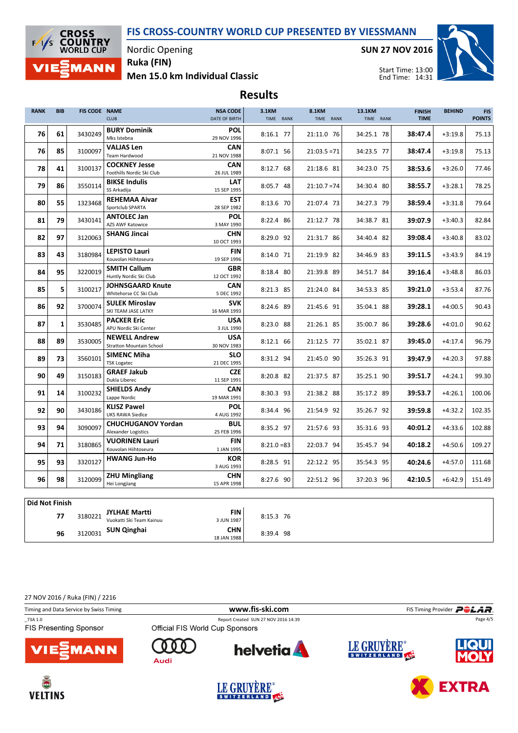# FIS CROSS-COUNTRY WORLD CUP PRESENTED BY VIESSMANN

Nordic Opening
**Ruka (FIN)**
**Men 15.0 km Individual Classic**

**SUN 27 NOV 2016**

Start Time: 13:00
End Time: 14:31

## Results

| RANK | BIB | FIS CODE | NAME / CLUB | NSA CODE / DATE OF BIRTH | 3.1KM TIME RANK | 8.1KM TIME RANK | 13.1KM TIME RANK | FINISH TIME | BEHIND | FIS POINTS |
|---|---|---|---|---|---|---|---|---|---|---|
| 76 | 61 | 3430249 | **BURY Dominik** Mks Istebna | **POL** 29 NOV 1996 | 8:16.1 77 | 21:11.0 76 | 34:25.1 78 | **38:47.4** | +3:19.8 | 75.13 |
| 76 | 85 | 3100097 | **VALJAS Len** Team Hardwood | **CAN** 21 NOV 1988 | 8:07.1 56 | 21:03.5 =71 | 34:23.5 77 | **38:47.4** | +3:19.8 | 75.13 |
| 78 | 41 | 3100137 | **COCKNEY Jesse** Foothills Nordic Ski Club | **CAN** 26 JUL 1989 | 8:12.7 68 | 21:18.6 81 | 34:23.0 75 | **38:53.6** | +3:26.0 | 77.46 |
| 79 | 86 | 3550114 | **BIKSE Indulis** SS Arkadija | **LAT** 15 SEP 1995 | 8:05.7 48 | 21:10.7 =74 | 34:30.4 80 | **38:55.7** | +3:28.1 | 78.25 |
| 80 | 55 | 1323468 | **REHEMAA Aivar** Sportclub SPARTA | **EST** 28 SEP 1982 | 8:13.6 70 | 21:07.4 73 | 34:27.3 79 | **38:59.4** | +3:31.8 | 79.64 |
| 81 | 79 | 3430141 | **ANTOLEC Jan** AZS AWF Katowice | **POL** 3 MAY 1990 | 8:22.4 86 | 21:12.7 78 | 34:38.7 81 | **39:07.9** | +3:40.3 | 82.84 |
| 82 | 97 | 3120063 | **SHANG Jincai** | **CHN** 10 OCT 1993 | 8:29.0 92 | 21:31.7 86 | 34:40.4 82 | **39:08.4** | +3:40.8 | 83.02 |
| 83 | 43 | 3180984 | **LEPISTO Lauri** Kouvolan Hiihtoseura | **FIN** 19 SEP 1996 | 8:14.0 71 | 21:19.9 82 | 34:46.9 83 | **39:11.5** | +3:43.9 | 84.19 |
| 84 | 95 | 3220019 | **SMITH Callum** Huntly Nordic Ski Club | **GBR** 12 OCT 1992 | 8:18.4 80 | 21:39.8 89 | 34:51.7 84 | **39:16.4** | +3:48.8 | 86.03 |
| 85 | 5 | 3100217 | **JOHNSGAARD Knute** Whitehorse CC Ski Club | **CAN** 5 DEC 1992 | 8:21.3 85 | 21:24.0 84 | 34:53.3 85 | **39:21.0** | +3:53.4 | 87.76 |
| 86 | 92 | 3700074 | **SULEK Miroslav** SKI TEAM JASE LATKY | **SVK** 16 MAR 1993 | 8:24.6 89 | 21:45.6 91 | 35:04.1 88 | **39:28.1** | +4:00.5 | 90.43 |
| 87 | 1 | 3530485 | **PACKER Eric** APU Nordic Ski Center | **USA** 3 JUL 1990 | 8:23.0 88 | 21:26.1 85 | 35:00.7 86 | **39:28.6** | +4:01.0 | 90.62 |
| 88 | 89 | 3530005 | **NEWELL Andrew** Stratton Mountain School | **USA** 30 NOV 1983 | 8:12.1 66 | 21:12.5 77 | 35:02.1 87 | **39:45.0** | +4:17.4 | 96.79 |
| 89 | 73 | 3560101 | **SIMENC Miha** TSK Logatec | **SLO** 21 DEC 1995 | 8:31.2 94 | 21:45.0 90 | 35:26.3 91 | **39:47.9** | +4:20.3 | 97.88 |
| 90 | 49 | 3150183 | **GRAEF Jakub** Dukla Liberec | **CZE** 11 SEP 1991 | 8:20.8 82 | 21:37.5 87 | 35:25.1 90 | **39:51.7** | +4:24.1 | 99.30 |
| 91 | 14 | 3100232 | **SHIELDS Andy** Lappe Nordic | **CAN** 19 MAR 1991 | 8:30.3 93 | 21:38.2 88 | 35:17.2 89 | **39:53.7** | +4:26.1 | 100.06 |
| 92 | 90 | 3430186 | **KLISZ Pawel** UKS RAWA Siedlce | **POL** 4 AUG 1992 | 8:34.4 96 | 21:54.9 92 | 35:26.7 92 | **39:59.8** | +4:32.2 | 102.35 |
| 93 | 94 | 3090097 | **CHUCHUGANOV Yordan** Alexander Logistics | **BUL** 25 FEB 1996 | 8:35.2 97 | 21:57.6 93 | 35:31.6 93 | **40:01.2** | +4:33.6 | 102.88 |
| 94 | 71 | 3180865 | **VUORINEN Lauri** Kouvolan Hiihtoseura | **FIN** 1 JAN 1995 | 8:21.0 =83 | 22:03.7 94 | 35:45.7 94 | **40:18.2** | +4:50.6 | 109.27 |
| 95 | 93 | 3320127 | **HWANG Jun-Ho** | **KOR** 3 AUG 1993 | 8:28.5 91 | 22:12.2 95 | 35:54.3 95 | **40:24.6** | +4:57.0 | 111.68 |
| 96 | 98 | 3120099 | **ZHU Mingliang** Hei Longjiang | **CHN** 15 APR 1998 | 8:27.6 90 | 22:51.2 96 | 37:20.3 96 | **42:10.5** | +6:42.9 | 151.49 |

**Did Not Finish**

| BIB | FIS CODE | NAME / CLUB | NSA CODE / DATE OF BIRTH | 3.1KM TIME RANK |
|---|---|---|---|---|
| 77 | 3180221 | **JYLHAE Martti** Vuokatti Ski Team Kainuu | **FIN** 3 JUN 1987 | 8:15.3 76 |
| 96 | 3120031 | **SUN Qinghai** | **CHN** 18 JAN 1988 | 8:39.4 98 |

27 NOV 2016 / Ruka (FIN) / 2216

Timing and Data Service by Swiss Timing — www.fis-ski.com — FIS Timing Provider POLAR

_73A 1.0 — Report Created SUN 27 NOV 2016 14:39

FIS Presenting Sponsor: VIESSMANN — Official FIS World Cup Sponsors: Audi, helvetia, LE GRUYÈRE SWITZERLAND AOP, LIQUI MOLY, VELTINS, EXTRA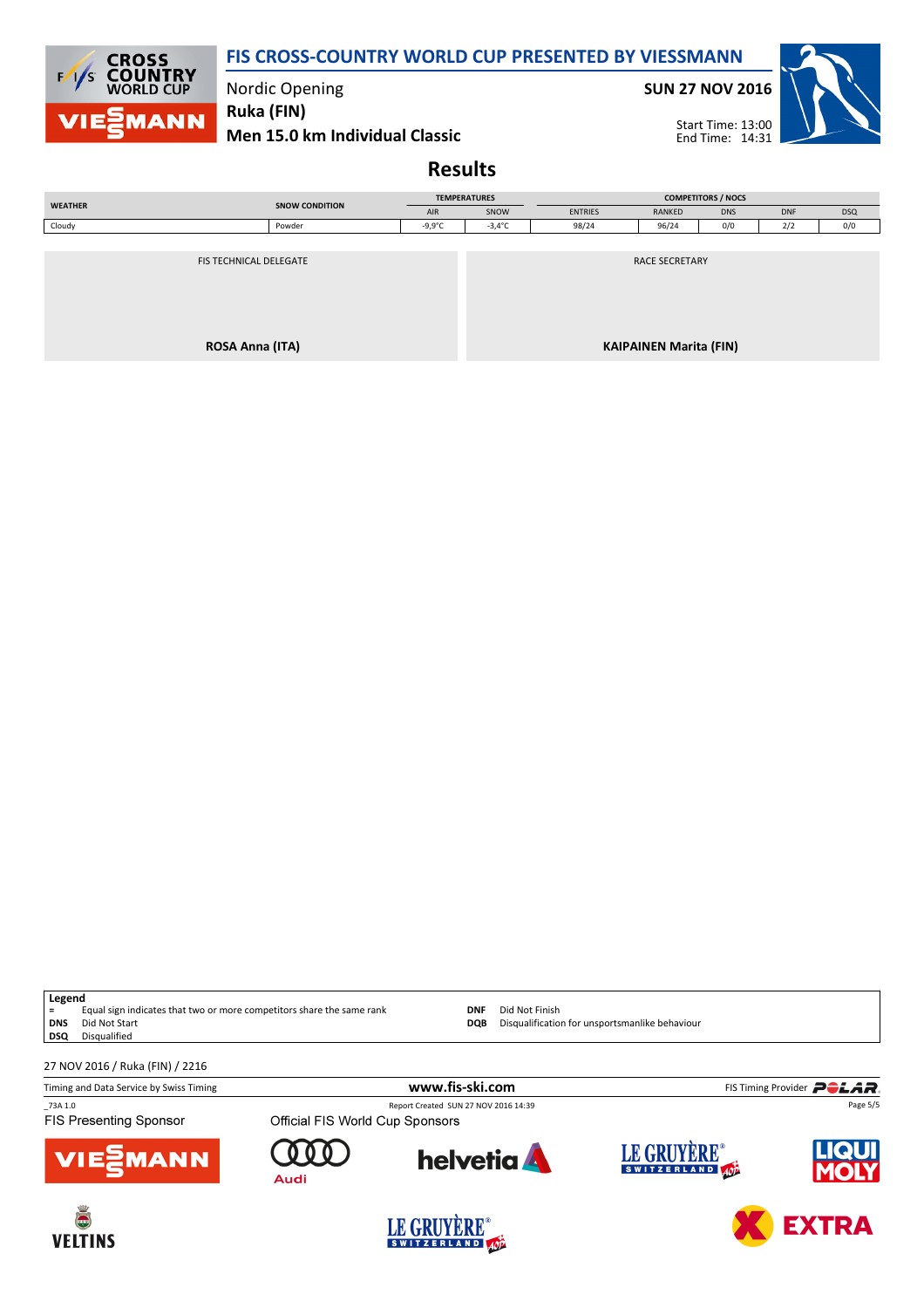# FIS CROSS-COUNTRY WORLD CUP PRESENTED BY VIESSMANN

Nordic Opening

**Ruka (FIN)**

**Men 15.0 km Individual Classic**

**SUN 27 NOV 2016**

Start Time: 13:00
End Time: 14:31

## Results

| WEATHER | SNOW CONDITION | TEMPERATURES | | COMPETITORS / NOCS | | | | |
|---|---|---|---|---|---|---|---|---|
| | | AIR | SNOW | ENTRIES | RANKED | DNS | DNF | DSQ |
| Cloudy | Powder | -9,9°C | -3,4°C | 98/24 | 96/24 | 0/0 | 2/2 | 0/0 |

| FIS TECHNICAL DELEGATE | RACE SECRETARY |
|---|---|
| **ROSA Anna (ITA)** | **KAIPAINEN Marita (FIN)** |

**Legend**

- = Equal sign indicates that two or more competitors share the same rank
- **DNS** Did Not Start
- **DSQ** Disqualified
- **DNF** Did Not Finish
- **DQB** Disqualification for unsportsmanlike behaviour

27 NOV 2016 / Ruka (FIN) / 2216

Timing and Data Service by Swiss Timing

www.fis-ski.com

FIS Timing Provider POLAR

_73A 1.0

Report Created SUN 27 NOV 2016 14:39

FIS Presenting Sponsor

Official FIS World Cup Sponsors